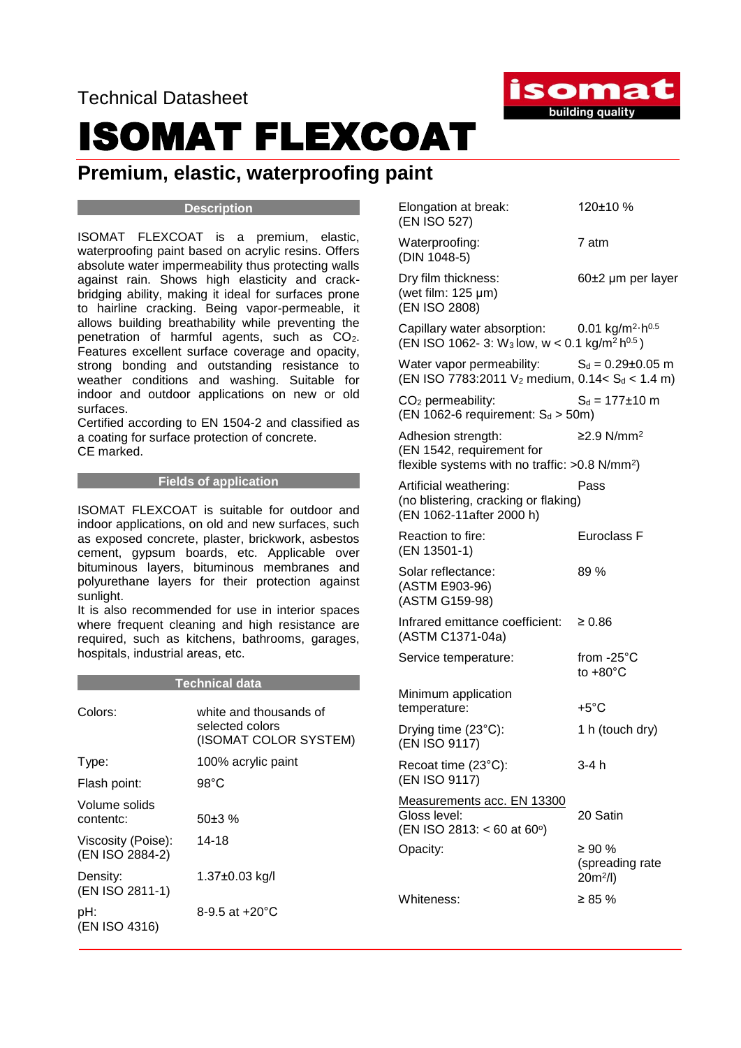Technical Datasheet

# ISOMAT FLEXCOAT

## Premium, elastic, waterproofing paint

### Description

ISOMAT FLEXCOAT is a premium, elastic, waterproofing paint based on acrylic resins. Offers absolute water impermeability thus protecting walls against rain. Shows high elasticity and crack-bridging ability, making it ideal for surfaces prone to hairline cracking. Being vapor-permeable, it allows building breathability while preventing the penetration of harmful agents, such as $CO_2$. Features excellent surface coverage and opacity, strong bonding and outstanding resistance to weather conditions and washing. Suitable for indoor and outdoor applications on new or old surfaces.

Certified according to EN 1504-2 and classified as a coating for surface protection of concrete.

CE marked.

### Fields of application

ISOMAT FLEXCOAT is suitable for outdoor and indoor applications, on old and new surfaces, such as exposed concrete, plaster, brickwork, asbestos cement, gypsum boards, etc. Applicable over bituminous layers, bituminous membranes and polyurethane layers for their protection against sunlight.

It is also recommended for use in interior spaces where frequent cleaning and high resistance are required, such as kitchens, bathrooms, garages, hospitals, industrial areas, etc.

### Technical data

| Property | Value |
|---|---|
| Colors: | white and thousands of selected colors (ISOMAT COLOR SYSTEM) |
| Type: | 100% acrylic paint |
| Flash point: | 98°C |
| Volume solids contentc: | 50±3 % |
| Viscosity (Poise): (EN ISO 2884-2) | 14-18 |
| Density: (EN ISO 2811-1) | 1.37±0.03 kg/l |
| pH: (EN ISO 4316) | 8-9.5 at +20°C |
| Elongation at break: (EN ISO 527) | 120±10 % |
| Waterproofing: (DIN 1048-5) | 7 atm |
| Dry film thickness: (wet film: 125 μm) (EN ISO 2808) | 60±2 μm per layer |
| Capillary water absorption: (EN ISO 1062- 3: $W_3$ low, w < 0.1 $kg/m^2 h^{0.5}$) | 0.01 $kg/m^2 \cdot h^{0.5}$ |
| Water vapor permeability: (EN ISO 7783:2011 $V_2$ medium, 0.14< $S_d$ < 1.4 m) | $S_d$ = 0.29±0.05 m |
| $CO_2$ permeability: (EN 1062-6 requirement: $S_d$ > 50m) | $S_d$ = 177±10 m |
| Adhesion strength: (EN 1542, requirement for flexible systems with no traffic: >0.8 $N/mm^2$) | ≥2.9 $N/mm^2$ |
| Artificial weathering: (no blistering, cracking or flaking) (EN 1062-11after 2000 h) | Pass |
| Reaction to fire: (EN 13501-1) | Euroclass F |
| Solar reflectance: (ASTM E903-96) (ASTM G159-98) | 89 % |
| Infrared emittance coefficient: (ASTM C1371-04a) | ≥ 0.86 |
| Service temperature: | from -25°C to +80°C |
| Minimum application temperature: | +5°C |
| Drying time (23°C): (EN ISO 9117) | 1 h (touch dry) |
| Recoat time (23°C): (EN ISO 9117) | 3-4 h |

<u>Measurements acc. EN 13300</u>

| Property | Value |
|---|---|
| Gloss level: (EN ISO 2813: < 60 at 60°) | 20 Satin |
| Opacity: | ≥ 90 % (spreading rate 20$m^2$/l) |
| Whiteness: | ≥ 85 % |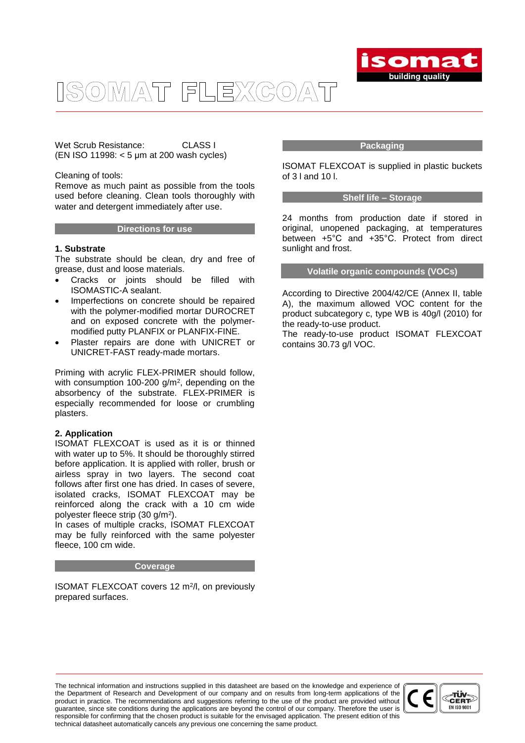# ISOMAT FLEXCOAT

Wet Scrub Resistance: CLASS I
(EN ISO 11998: < 5 μm at 200 wash cycles)

Cleaning of tools:
Remove as much paint as possible from the tools used before cleaning. Clean tools thoroughly with water and detergent immediately after use.

## Directions for use

**1. Substrate**

The substrate should be clean, dry and free of grease, dust and loose materials.

- Cracks or joints should be filled with ISOMASTIC-A sealant.
- Imperfections on concrete should be repaired with the polymer-modified mortar DUROCRET and on exposed concrete with the polymer-modified putty PLANFIX or PLANFIX-FINE.
- Plaster repairs are done with UNICRET or UNICRET-FAST ready-made mortars.

Priming with acrylic FLEX-PRIMER should follow, with consumption 100-200 g/m$^2$, depending on the absorbency of the substrate. FLEX-PRIMER is especially recommended for loose or crumbling plasters.

**2. Application**

ISOMAT FLEXCOAT is used as it is or thinned with water up to 5%. It should be thoroughly stirred before application. It is applied with roller, brush or airless spray in two layers. The second coat follows after first one has dried. In cases of severe, isolated cracks, ISOMAT FLEXCOAT may be reinforced along the crack with a 10 cm wide polyester fleece strip (30 g/m$^2$).

In cases of multiple cracks, ISOMAT FLEXCOAT may be fully reinforced with the same polyester fleece, 100 cm wide.

## Coverage

ISOMAT FLEXCOAT covers 12 m$^2$/l, on previously prepared surfaces.

## Packaging

ISOMAT FLEXCOAT is supplied in plastic buckets of 3 l and 10 l.

## Shelf life – Storage

24 months from production date if stored in original, unopened packaging, at temperatures between +5°C and +35°C. Protect from direct sunlight and frost.

## Volatile organic compounds (VOCs)

According to Directive 2004/42/CE (Annex II, table A), the maximum allowed VOC content for the product subcategory c, type WB is 40g/l (2010) for the ready-to-use product.

The ready-to-use product ISOMAT FLEXCOAT contains 30.73 g/l VOC.

The technical information and instructions supplied in this datasheet are based on the knowledge and experience of the Department of Research and Development of our company and on results from long-term applications of the product in practice. The recommendations and suggestions referring to the use of the product are provided without guarantee, since site conditions during the applications are beyond the control of our company. Therefore the user is responsible for confirming that the chosen product is suitable for the envisaged application. The present edition of this technical datasheet automatically cancels any previous one concerning the same product.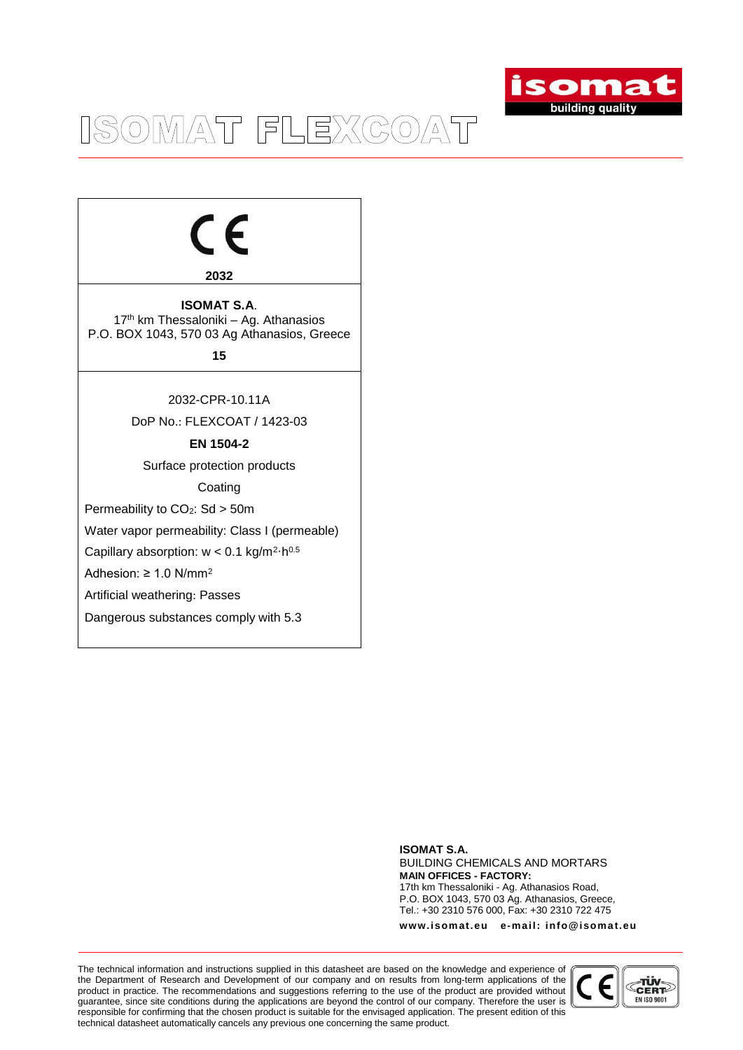# ISOMAT FLEXCOAT

CE

**2032**

**ISOMAT S.A**.
17th km Thessaloniki – Ag. Athanasios
P.O. BOX 1043, 570 03 Ag Athanasios, Greece

**15**

2032-CPR-10.11A

DoP No.: FLEXCOAT / 1423-03

**EN 1504-2**

Surface protection products

Coating

Permeability to $CO_2$: Sd > 50m

Water vapor permeability: Class I (permeable)

Capillary absorption: w < 0.1 $kg/m^2 \cdot h^{0.5}$

Adhesion: ≥ 1.0 $N/mm^2$

Artificial weathering: Passes

Dangerous substances comply with 5.3

**ISOMAT S.A.**
BUILDING CHEMICALS AND MORTARS
**MAIN OFFICES - FACTORY:**
17th km Thessaloniki - Ag. Athanasios Road,
P.O. BOX 1043, 570 03 Ag. Athanasios, Greece,
Tel.: +30 2310 576 000, Fax: +30 2310 722 475
**www.isomat.eu e-mail: info@isomat.eu**

The technical information and instructions supplied in this datasheet are based on the knowledge and experience of the Department of Research and Development of our company and on results from long-term applications of the product in practice. The recommendations and suggestions referring to the use of the product are provided without guarantee, since site conditions during the applications are beyond the control of our company. Therefore the user is responsible for confirming that the chosen product is suitable for the envisaged application. The present edition of this technical datasheet automatically cancels any previous one concerning the same product.